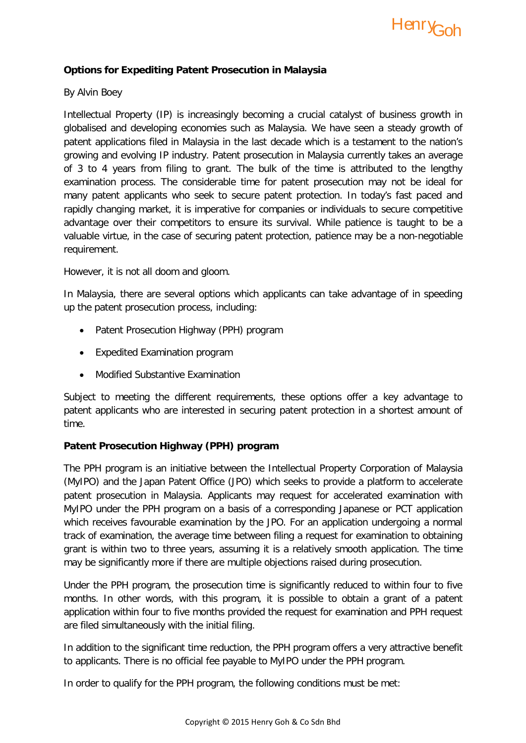**Options for Expediting Patent Prosecution in Malaysia**

By Alvin Boey

Intellectual Property (IP) is increasingly becoming a crucial catalyst of business growth in globalised and developing economies such as Malaysia. We have seen a steady growth of patent applications filed in Malaysia in the last decade which is a testament to the nation's growing and evolving IP industry. Patent prosecution in Malaysia currently takes an average of 3 to 4 years from filing to grant. The bulk of the time is attributed to the lengthy examination process. The considerable time for patent prosecution may not be ideal for many patent applicants who seek to secure patent protection. In today's fast paced and rapidly changing market, it is imperative for companies or individuals to secure competitive advantage over their competitors to ensure its survival. While patience is taught to be a valuable virtue, in the case of securing patent protection, patience may be a non-negotiable requirement.

However, it is not all doom and gloom.

In Malaysia, there are several options which applicants can take advantage of in speeding up the patent prosecution process, including:

- Patent Prosecution Highway (PPH) program
- Expedited Examination program
- Modified Substantive Examination

Subject to meeting the different requirements, these options offer a key advantage to patent applicants who are interested in securing patent protection in a shortest amount of time.

**Patent Prosecution Highway (PPH) program**

The PPH program is an initiative between the Intellectual Property Corporation of Malaysia (MyIPO) and the Japan Patent Office (JPO) which seeks to provide a platform to accelerate patent prosecution in Malaysia. Applicants may request for accelerated examination with MyIPO under the PPH program on a basis of a corresponding Japanese or PCT application which receives favourable examination by the JPO. For an application undergoing a normal track of examination, the average time between filing a request for examination to obtaining grant is within two to three years, assuming it is a relatively smooth application. The time may be significantly more if there are multiple objections raised during prosecution.

Under the PPH program, the prosecution time is significantly reduced to within four to five months. In other words, with this program, it is possible to obtain a grant of a patent application within four to five months provided the request for examination and PPH request are filed simultaneously with the initial filing.

In addition to the significant time reduction, the PPH program offers a very attractive benefit to applicants. There is no official fee payable to MyIPO under the PPH program.

In order to qualify for the PPH program, the following conditions must be met: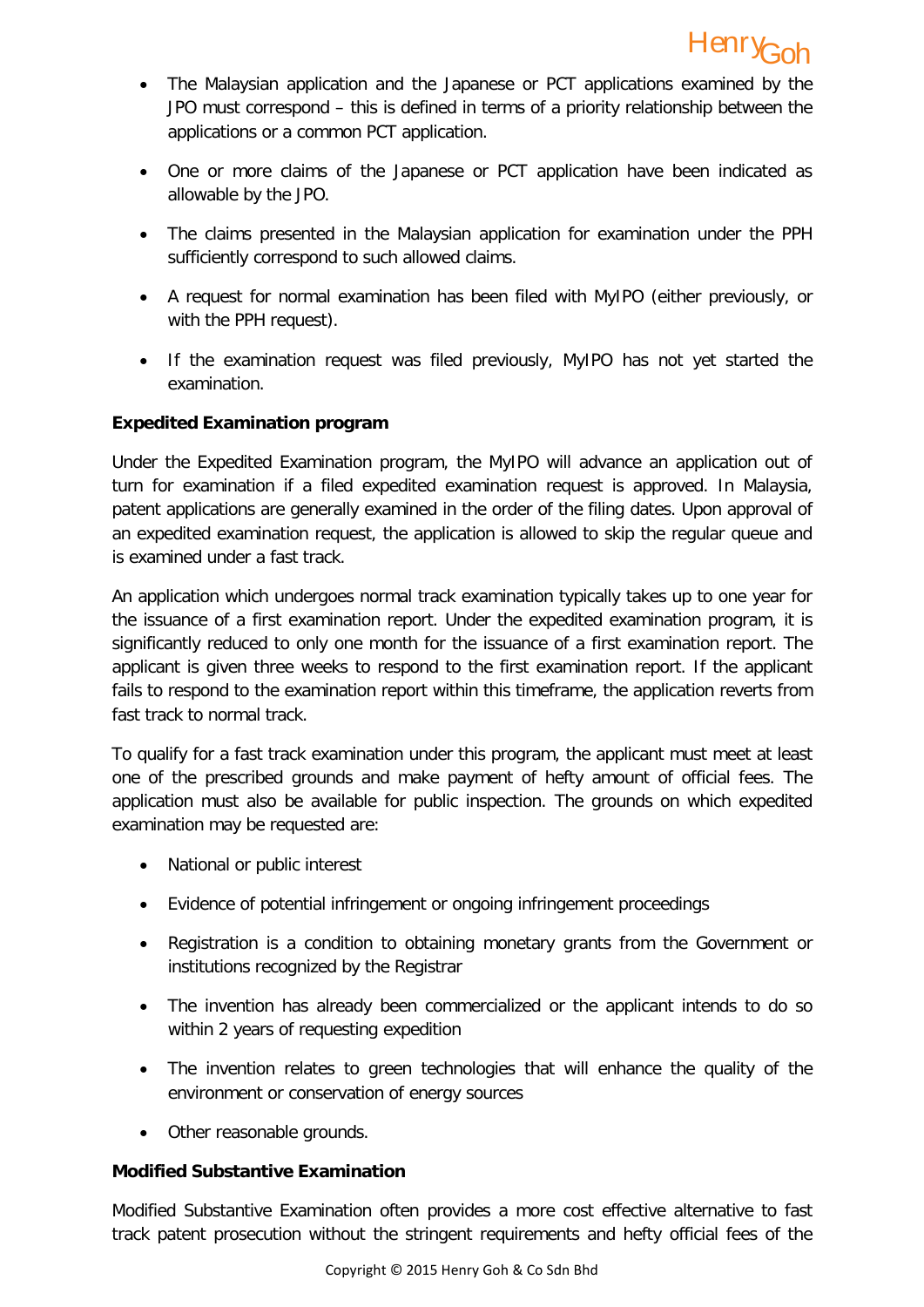- The Malaysian application and the Japanese or PCT applications examined by the JPO must correspond – this is defined in terms of a priority relationship between the applications or a common PCT application.
- One or more claims of the Japanese or PCT application have been indicated as allowable by the JPO.
- The claims presented in the Malaysian application for examination under the PPH sufficiently correspond to such allowed claims.
- A request for normal examination has been filed with MyIPO (either previously, or with the PPH request).
- If the examination request was filed previously, MyIPO has not yet started the examination.

**Expedited Examination program**

Under the Expedited Examination program, the MyIPO will advance an application out of turn for examination if a filed expedited examination request is approved. In Malaysia, patent applications are generally examined in the order of the filing dates. Upon approval of an expedited examination request, the application is allowed to skip the regular queue and is examined under a fast track.

An application which undergoes normal track examination typically takes up to one year for the issuance of a first examination report. Under the expedited examination program, it is significantly reduced to only one month for the issuance of a first examination report. The applicant is given three weeks to respond to the first examination report. If the applicant fails to respond to the examination report within this timeframe, the application reverts from fast track to normal track.

To qualify for a fast track examination under this program, the applicant must meet at least one of the prescribed grounds and make payment of hefty amount of official fees. The application must also be available for public inspection. The grounds on which expedited examination may be requested are:

- National or public interest
- Evidence of potential infringement or ongoing infringement proceedings
- Registration is a condition to obtaining monetary grants from the Government or institutions recognized by the Registrar
- The invention has already been commercialized or the applicant intends to do so within 2 years of requesting expedition
- The invention relates to green technologies that will enhance the quality of the environment or conservation of energy sources
- Other reasonable grounds.

**Modified Substantive Examination**

Modified Substantive Examination often provides a more cost effective alternative to fast track patent prosecution without the stringent requirements and hefty official fees of the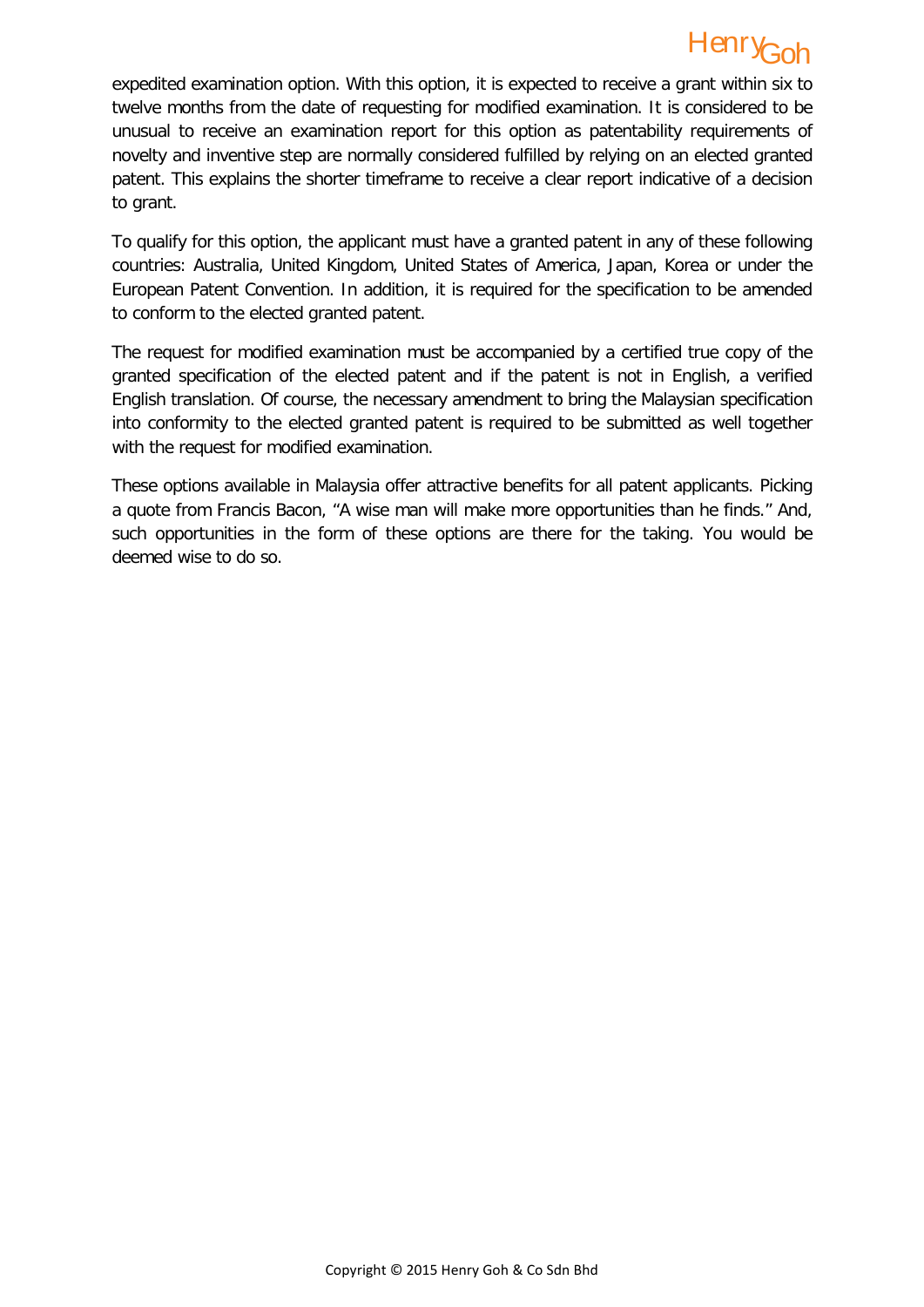expedited examination option. With this option, it is expected to receive a grant within six to twelve months from the date of requesting for modified examination. It is considered to be unusual to receive an examination report for this option as patentability requirements of novelty and inventive step are normally considered fulfilled by relying on an elected granted patent. This explains the shorter timeframe to receive a clear report indicative of a decision to grant.

To qualify for this option, the applicant must have a granted patent in any of these following countries: Australia, United Kingdom, United States of America, Japan, Korea or under the European Patent Convention. In addition, it is required for the specification to be amended to conform to the elected granted patent.

The request for modified examination must be accompanied by a certified true copy of the granted specification of the elected patent and if the patent is not in English, a verified English translation. Of course, the necessary amendment to bring the Malaysian specification into conformity to the elected granted patent is required to be submitted as well together with the request for modified examination.

These options available in Malaysia offer attractive benefits for all patent applicants. Picking a quote from Francis Bacon, "A wise man will make more opportunities than he finds." And, such opportunities in the form of these options are there for the taking. You would be deemed wise to do so.